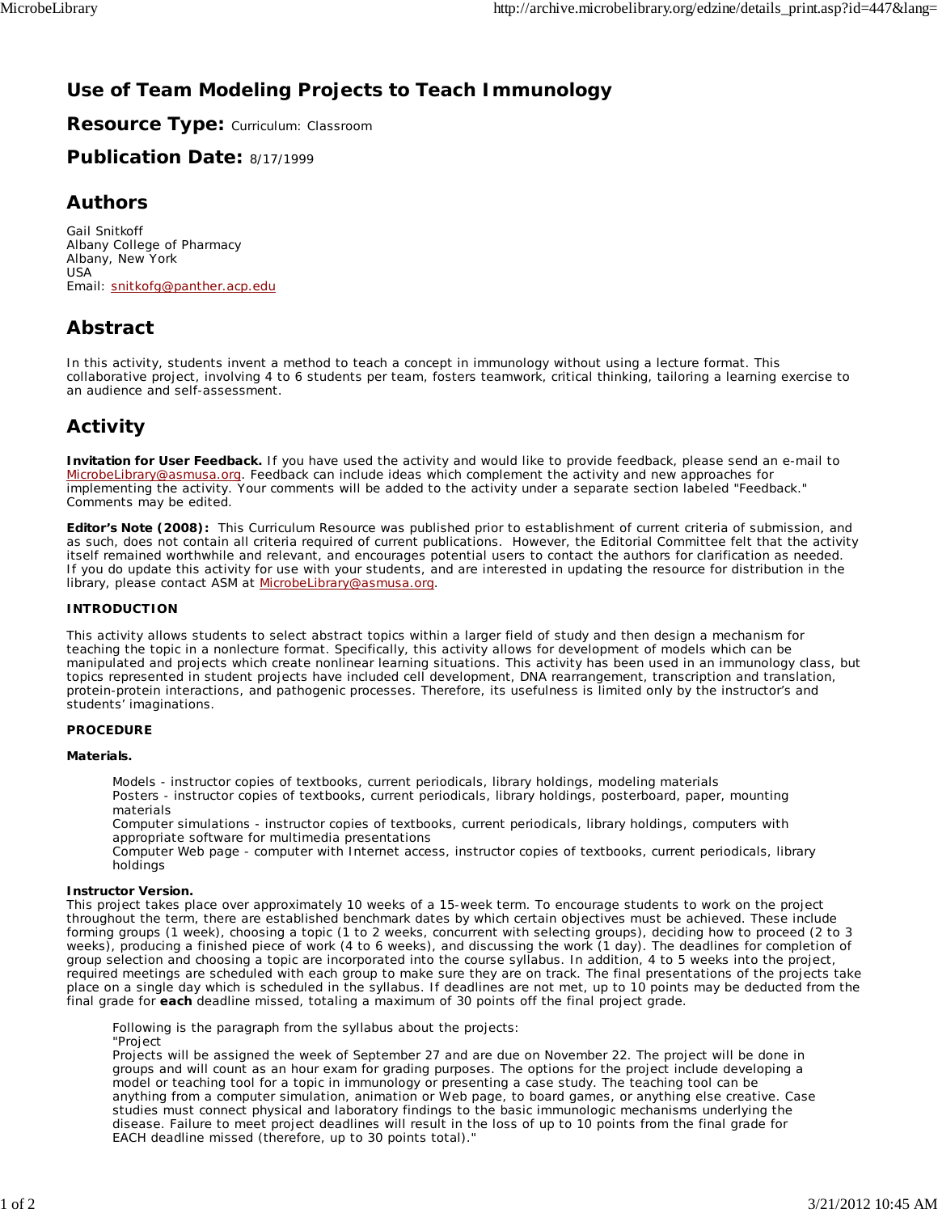# Use of Team Modeling Projects to Teach Immunology

## Resource Type: Curriculum: Classroom

## Publication Date: 8/17/1999

## Authors

Gail Snitkoff
Albany College of Pharmacy
Albany, New York
USA
Email: snitkofg@panther.acp.edu

## Abstract

In this activity, students invent a method to teach a concept in immunology without using a lecture format. This collaborative project, involving 4 to 6 students per team, fosters teamwork, critical thinking, tailoring a learning exercise to an audience and self-assessment.

## Activity

**Invitation for User Feedback.** If you have used the activity and would like to provide feedback, please send an e-mail to MicrobeLibrary@asmusa.org. Feedback can include ideas which complement the activity and new approaches for implementing the activity. Your comments will be added to the activity under a separate section labeled "Feedback." Comments may be edited.

**Editor's Note (2008):** This Curriculum Resource was published prior to establishment of current criteria of submission, and as such, does not contain all criteria required of current publications. However, the Editorial Committee felt that the activity itself remained worthwhile and relevant, and encourages potential users to contact the authors for clarification as needed. If you do update this activity for use with your students, and are interested in updating the resource for distribution in the library, please contact ASM at MicrobeLibrary@asmusa.org.

### INTRODUCTION

This activity allows students to select abstract topics within a larger field of study and then design a mechanism for teaching the topic in a nonlecture format. Specifically, this activity allows for development of models which can be manipulated and projects which create nonlinear learning situations. This activity has been used in an immunology class, but topics represented in student projects have included cell development, DNA rearrangement, transcription and translation, protein-protein interactions, and pathogenic processes. Therefore, its usefulness is limited only by the instructor's and students' imaginations.

### PROCEDURE

**Materials.**

Models - instructor copies of textbooks, current periodicals, library holdings, modeling materials
Posters - instructor copies of textbooks, current periodicals, library holdings, posterboard, paper, mounting materials
Computer simulations - instructor copies of textbooks, current periodicals, library holdings, computers with appropriate software for multimedia presentations
Computer Web page - computer with Internet access, instructor copies of textbooks, current periodicals, library holdings

**Instructor Version.**
This project takes place over approximately 10 weeks of a 15-week term. To encourage students to work on the project throughout the term, there are established benchmark dates by which certain objectives must be achieved. These include forming groups (1 week), choosing a topic (1 to 2 weeks, concurrent with selecting groups), deciding how to proceed (2 to 3 weeks), producing a finished piece of work (4 to 6 weeks), and discussing the work (1 day). The deadlines for completion of group selection and choosing a topic are incorporated into the course syllabus. In addition, 4 to 5 weeks into the project, required meetings are scheduled with each group to make sure they are on track. The final presentations of the projects take place on a single day which is scheduled in the syllabus. If deadlines are not met, up to 10 points may be deducted from the final grade for **each** deadline missed, totaling a maximum of 30 points off the final project grade.

Following is the paragraph from the syllabus about the projects:
"Project
Projects will be assigned the week of September 27 and are due on November 22. The project will be done in groups and will count as an hour exam for grading purposes. The options for the project include developing a model or teaching tool for a topic in immunology or presenting a case study. The teaching tool can be anything from a computer simulation, animation or Web page, to board games, or anything else creative. Case studies must connect physical and laboratory findings to the basic immunologic mechanisms underlying the disease. Failure to meet project deadlines will result in the loss of up to 10 points from the final grade for EACH deadline missed (therefore, up to 30 points total)."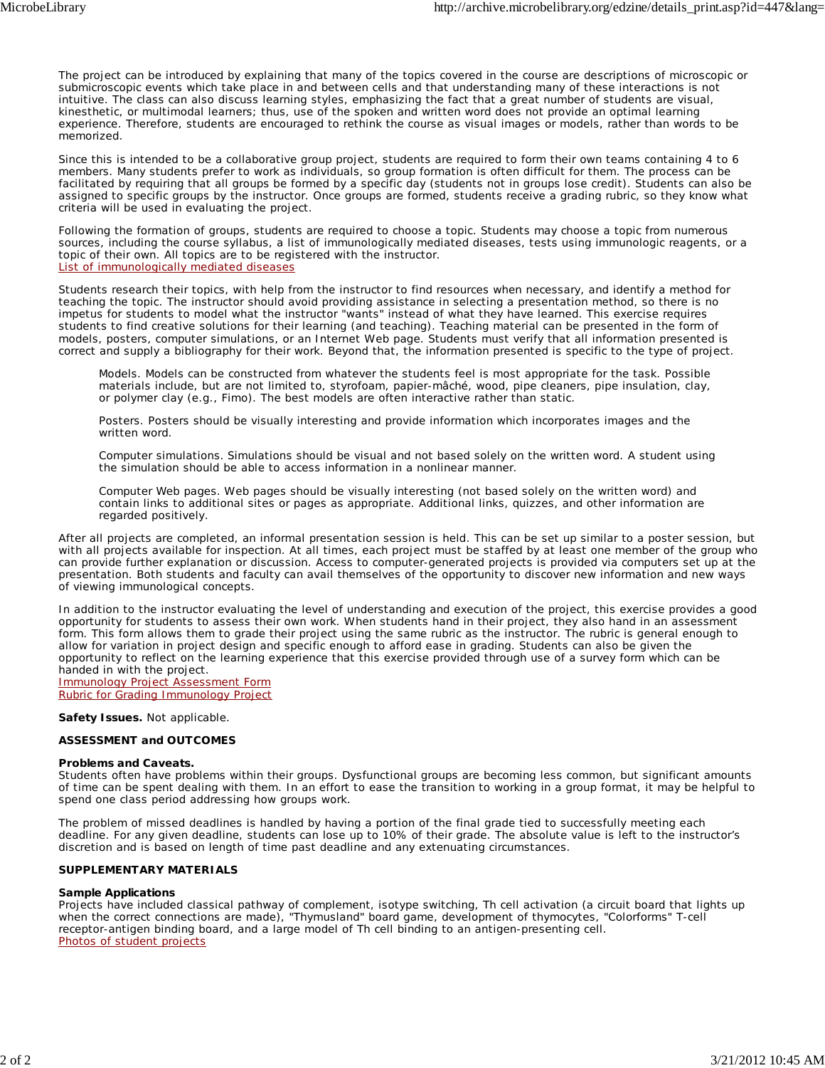The project can be introduced by explaining that many of the topics covered in the course are descriptions of microscopic or submicroscopic events which take place in and between cells and that understanding many of these interactions is not intuitive. The class can also discuss learning styles, emphasizing the fact that a great number of students are visual, kinesthetic, or multimodal learners; thus, use of the spoken and written word does not provide an optimal learning experience. Therefore, students are encouraged to rethink the course as visual images or models, rather than words to be memorized.

Since this is intended to be a collaborative group project, students are required to form their own teams containing 4 to 6 members. Many students prefer to work as individuals, so group formation is often difficult for them. The process can be facilitated by requiring that all groups be formed by a specific day (students not in groups lose credit). Students can also be assigned to specific groups by the instructor. Once groups are formed, students receive a grading rubric, so they know what criteria will be used in evaluating the project.

Following the formation of groups, students are required to choose a topic. Students may choose a topic from numerous sources, including the course syllabus, a list of immunologically mediated diseases, tests using immunologic reagents, or a topic of their own. All topics are to be registered with the instructor.
List of immunologically mediated diseases

Students research their topics, with help from the instructor to find resources when necessary, and identify a method for teaching the topic. The instructor should avoid providing assistance in selecting a presentation method, so there is no impetus for students to model what the instructor "wants" instead of what they have learned. This exercise requires students to find creative solutions for their learning (and teaching). Teaching material can be presented in the form of models, posters, computer simulations, or an Internet Web page. Students must verify that all information presented is correct and supply a bibliography for their work. Beyond that, the information presented is specific to the type of project.

> Models. Models can be constructed from whatever the students feel is most appropriate for the task. Possible materials include, but are not limited to, styrofoam, papier-mâché, wood, pipe cleaners, pipe insulation, clay, or polymer clay (e.g., Fimo). The best models are often interactive rather than static.
>
> Posters. Posters should be visually interesting and provide information which incorporates images and the written word.
>
> Computer simulations. Simulations should be visual and not based solely on the written word. A student using the simulation should be able to access information in a nonlinear manner.
>
> Computer Web pages. Web pages should be visually interesting (not based solely on the written word) and contain links to additional sites or pages as appropriate. Additional links, quizzes, and other information are regarded positively.

After all projects are completed, an informal presentation session is held. This can be set up similar to a poster session, but with all projects available for inspection. At all times, each project must be staffed by at least one member of the group who can provide further explanation or discussion. Access to computer-generated projects is provided via computers set up at the presentation. Both students and faculty can avail themselves of the opportunity to discover new information and new ways of viewing immunological concepts.

In addition to the instructor evaluating the level of understanding and execution of the project, this exercise provides a good opportunity for students to assess their own work. When students hand in their project, they also hand in an assessment form. This form allows them to grade their project using the same rubric as the instructor. The rubric is general enough to allow for variation in project design and specific enough to afford ease in grading. Students can also be given the opportunity to reflect on the learning experience that this exercise provided through use of a survey form which can be handed in with the project.
Immunology Project Assessment Form
Rubric for Grading Immunology Project

**Safety Issues.** Not applicable.

## ASSESSMENT and OUTCOMES

### Problems and Caveats.

Students often have problems within their groups. Dysfunctional groups are becoming less common, but significant amounts of time can be spent dealing with them. In an effort to ease the transition to working in a group format, it may be helpful to spend one class period addressing how groups work.

The problem of missed deadlines is handled by having a portion of the final grade tied to successfully meeting each deadline. For any given deadline, students can lose up to 10% of their grade. The absolute value is left to the instructor's discretion and is based on length of time past deadline and any extenuating circumstances.

## SUPPLEMENTARY MATERIALS

### Sample Applications

Projects have included classical pathway of complement, isotype switching, Th cell activation (a circuit board that lights up when the correct connections are made), "Thymusland" board game, development of thymocytes, "Colorforms" T-cell receptor-antigen binding board, and a large model of Th cell binding to an antigen-presenting cell.
Photos of student projects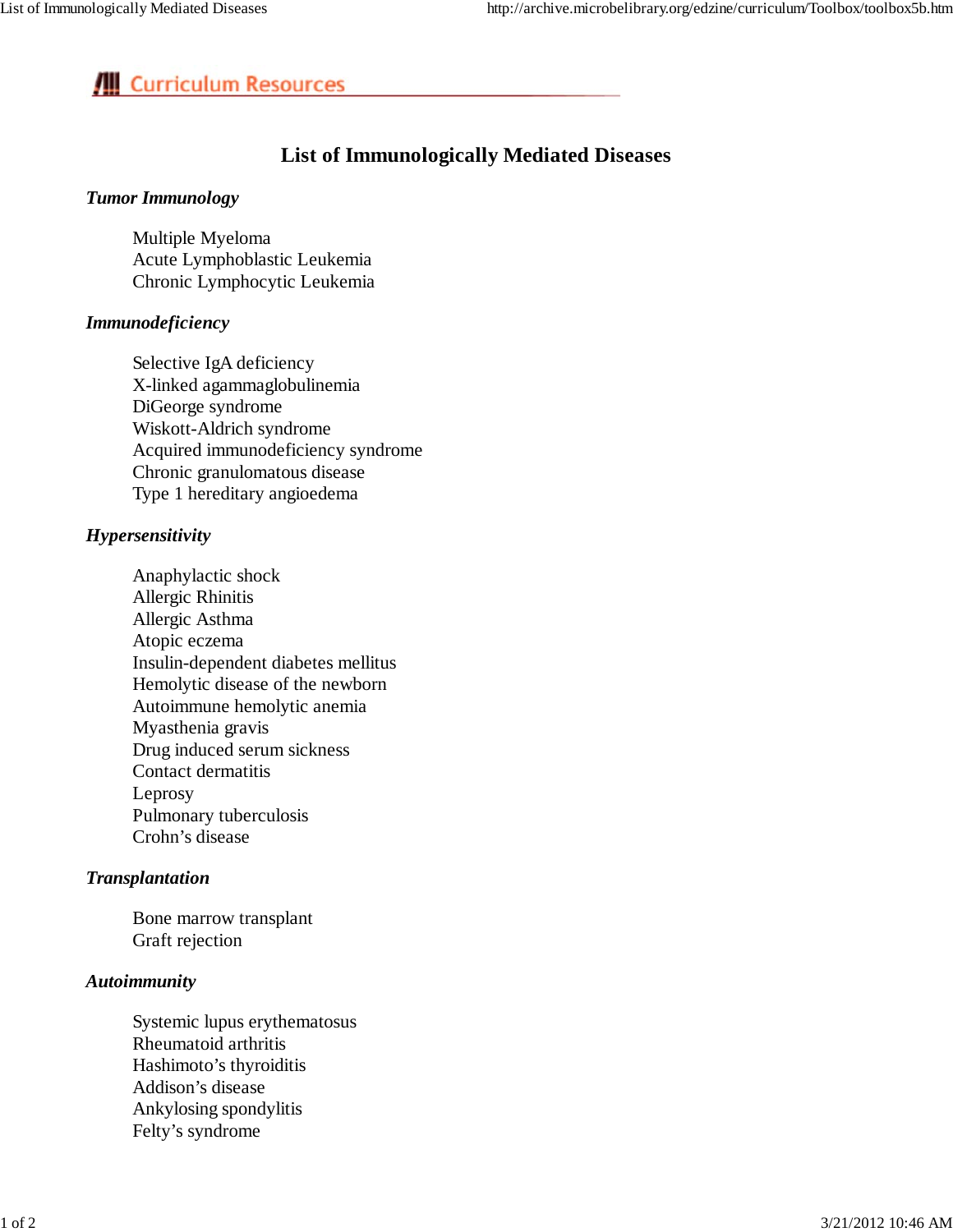Curriculum Resources

# List of Immunologically Mediated Diseases

***Tumor Immunology***

- Multiple Myeloma
- Acute Lymphoblastic Leukemia
- Chronic Lymphocytic Leukemia

***Immunodeficiency***

- Selective IgA deficiency
- X-linked agammaglobulinemia
- DiGeorge syndrome
- Wiskott-Aldrich syndrome
- Acquired immunodeficiency syndrome
- Chronic granulomatous disease
- Type 1 hereditary angioedema

***Hypersensitivity***

- Anaphylactic shock
- Allergic Rhinitis
- Allergic Asthma
- Atopic eczema
- Insulin-dependent diabetes mellitus
- Hemolytic disease of the newborn
- Autoimmune hemolytic anemia
- Myasthenia gravis
- Drug induced serum sickness
- Contact dermatitis
- Leprosy
- Pulmonary tuberculosis
- Crohn’s disease

***Transplantation***

- Bone marrow transplant
- Graft rejection

***Autoimmunity***

- Systemic lupus erythematosus
- Rheumatoid arthritis
- Hashimoto’s thyroiditis
- Addison’s disease
- Ankylosing spondylitis
- Felty’s syndrome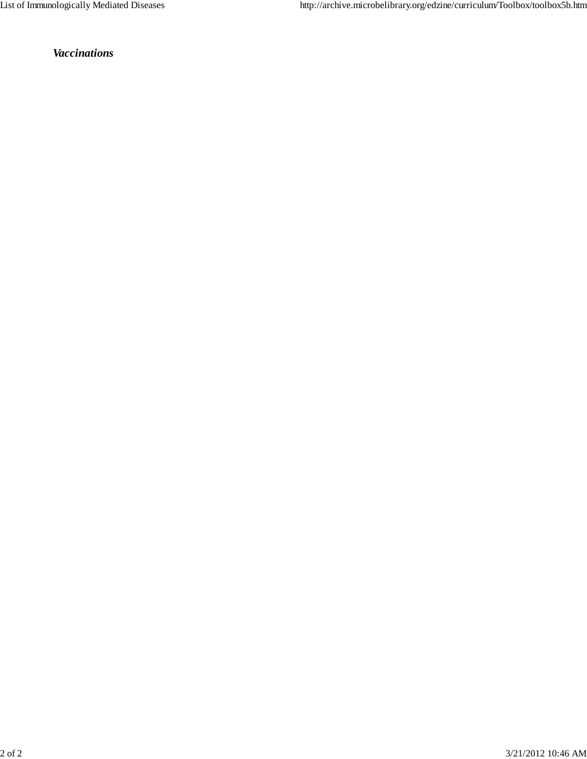***Vaccinations***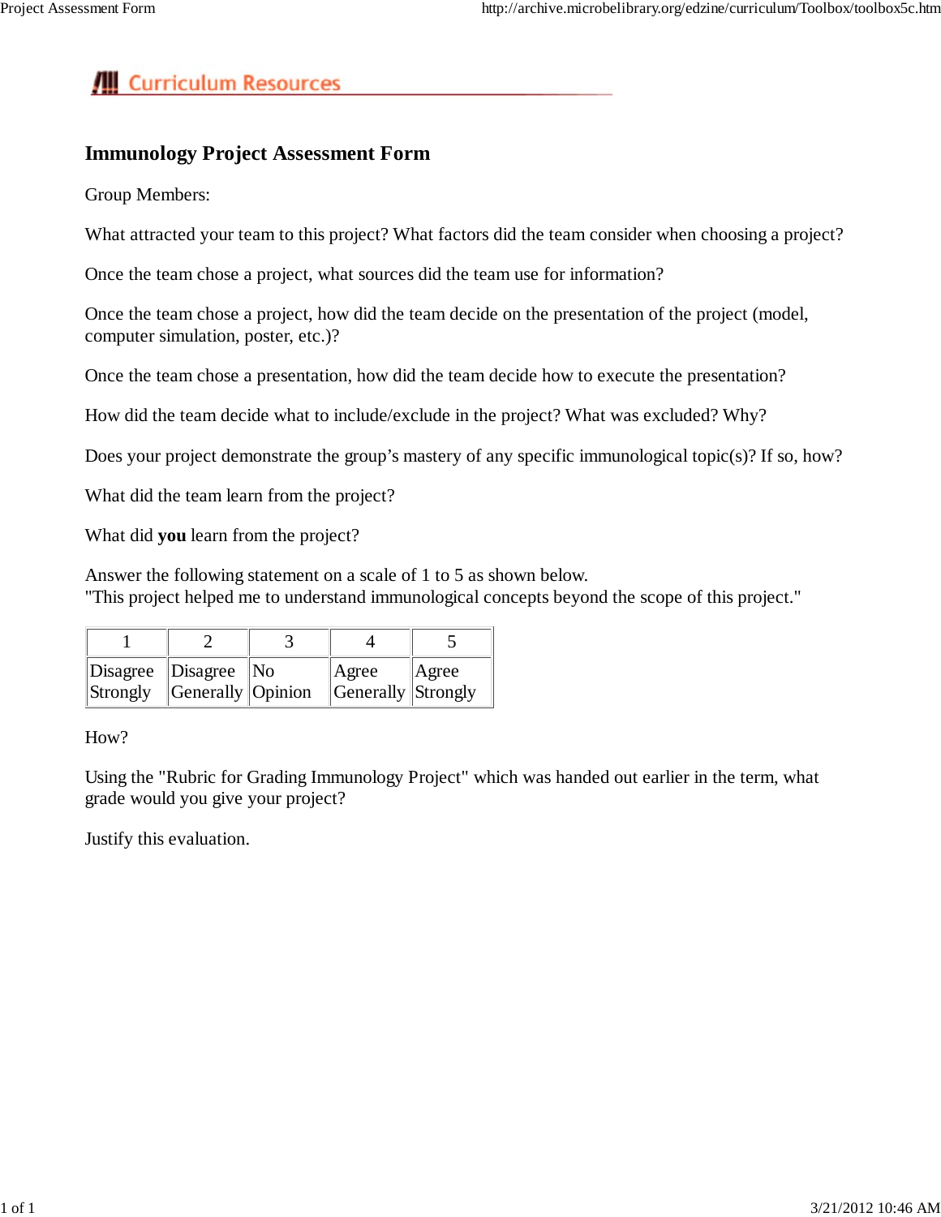Curriculum Resources

## Immunology Project Assessment Form

Group Members:

What attracted your team to this project? What factors did the team consider when choosing a project?

Once the team chose a project, what sources did the team use for information?

Once the team chose a project, how did the team decide on the presentation of the project (model, computer simulation, poster, etc.)?

Once the team chose a presentation, how did the team decide how to execute the presentation?

How did the team decide what to include/exclude in the project? What was excluded? Why?

Does your project demonstrate the group's mastery of any specific immunological topic(s)? If so, how?

What did the team learn from the project?

What did **you** learn from the project?

Answer the following statement on a scale of 1 to 5 as shown below.
"This project helped me to understand immunological concepts beyond the scope of this project."

| 1 | 2 | 3 | 4 | 5 |
|---|---|---|---|---|
| Disagree Strongly | Disagree Generally | No Opinion | Agree Generally | Agree Strongly |

How?

Using the "Rubric for Grading Immunology Project" which was handed out earlier in the term, what grade would you give your project?

Justify this evaluation.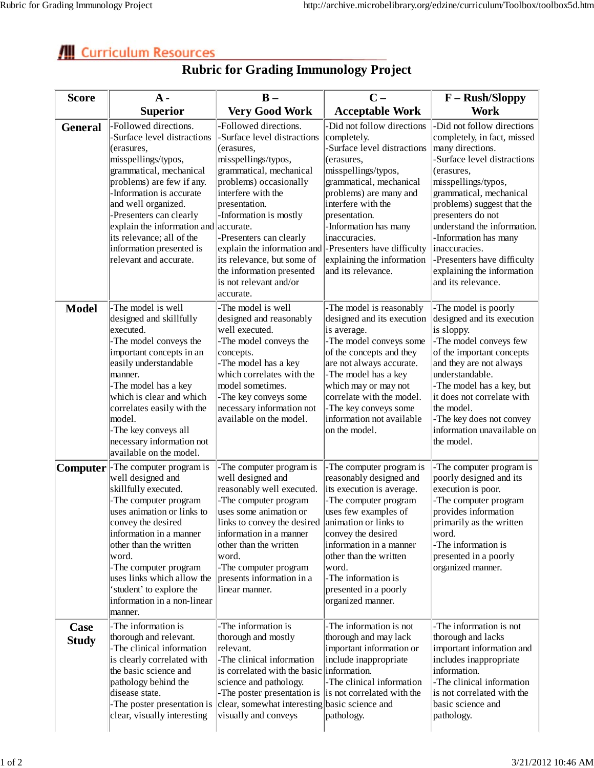# Curriculum Resources

## Rubric for Grading Immunology Project

| Score | A - Superior | B – Very Good Work | C – Acceptable Work | F – Rush/Sloppy Work |
|---|---|---|---|---|
| **General** | -Followed directions.<br>-Surface level distractions (erasures, misspellings/typos, grammatical, mechanical problems) are few if any.<br>-Information is accurate and well organized.<br>-Presenters can clearly explain the information and its relevance; all of the information presented is relevant and accurate. | -Followed directions.<br>-Surface level distractions (erasures, misspellings/typos, grammatical, mechanical problems) occasionally interfere with the presentation.<br>-Information is mostly accurate.<br>-Presenters can clearly explain the information and its relevance, but some of the information presented is not relevant and/or accurate. | -Did not follow directions completely.<br>-Surface level distractions (erasures, misspellings/typos, grammatical, mechanical problems) are many and interfere with the presentation.<br>-Information has many inaccuracies.<br>-Presenters have difficulty explaining the information and its relevance. | -Did not follow directions completely, in fact, missed many directions.<br>-Surface level distractions (erasures, misspellings/typos, grammatical, mechanical problems) suggest that the presenters do not understand the information.<br>-Information has many inaccuracies.<br>-Presenters have difficulty explaining the information and its relevance. |
| **Model** | -The model is well designed and skillfully executed.<br>-The model conveys the important concepts in an easily understandable manner.<br>-The model has a key which is clear and which correlates easily with the model.<br>-The key conveys all necessary information not available on the model. | -The model is well designed and reasonably well executed.<br>-The model conveys the concepts.<br>-The model has a key which correlates with the model sometimes.<br>-The key conveys some necessary information not available on the model. | -The model is reasonably designed and its execution is average.<br>-The model conveys some of the concepts and they are not always accurate.<br>-The model has a key which may or may not correlate with the model.<br>-The key conveys some information not available on the model. | -The model is poorly designed and its execution is sloppy.<br>-The model conveys few of the important concepts and they are not always understandable.<br>-The model has a key, but it does not correlate with the model.<br>-The key does not convey information unavailable on the model. |
| **Computer** | -The computer program is well designed and skillfully executed.<br>-The computer program uses animation or links to convey the desired information in a manner other than the written word.<br>-The computer program uses links which allow the 'student' to explore the information in a non-linear manner. | -The computer program is well designed and reasonably well executed.<br>-The computer program uses some animation or links to convey the desired information in a manner other than the written word.<br>-The computer program presents information in a linear manner. | -The computer program is reasonably designed and its execution is average.<br>-The computer program uses few examples of animation or links to convey the desired information in a manner other than the written word.<br>-The information is presented in a poorly organized manner. | -The computer program is poorly designed and its execution is poor.<br>-The computer program provides information primarily as the written word.<br>-The information is presented in a poorly organized manner. |
| **Case Study** | -The information is thorough and relevant.<br>-The clinical information is clearly correlated with the basic science and pathology behind the disease state.<br>-The poster presentation is clear, visually interesting | -The information is thorough and mostly relevant.<br>-The clinical information is correlated with the basic science and pathology.<br>-The poster presentation is clear, somewhat interesting visually and conveys | -The information is not thorough and may lack important information or include inappropriate information.<br>-The clinical information is not correlated with the basic science and pathology. | -The information is not thorough and lacks important information and includes inappropriate information.<br>-The clinical information is not correlated with the basic science and pathology. |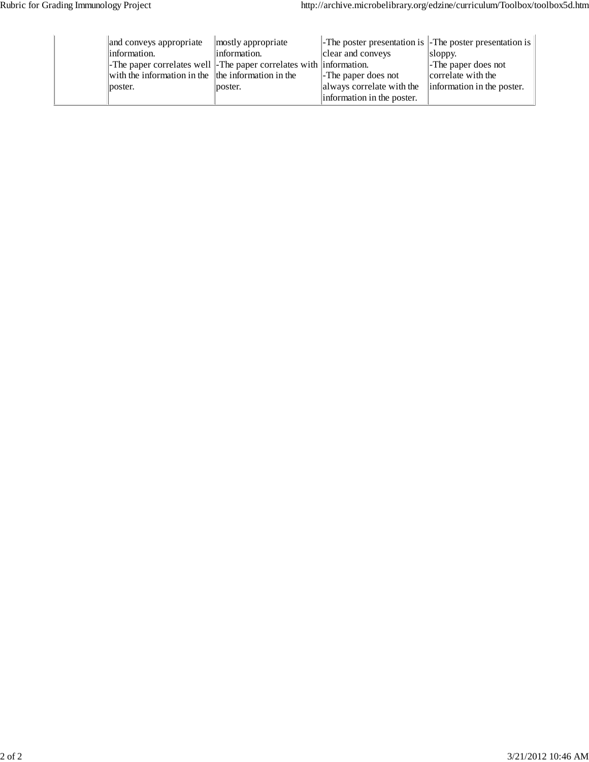| | | | | |
|---|---|---|---|---|
| | and conveys appropriate information.<br>-The paper correlates well with the information in the poster. | mostly appropriate information.<br>-The paper correlates with the information in the poster. | -The poster presentation is clear and conveys information.<br>-The paper does not always correlate with the information in the poster. | -The poster presentation is sloppy.<br>-The paper does not correlate with the information in the poster. |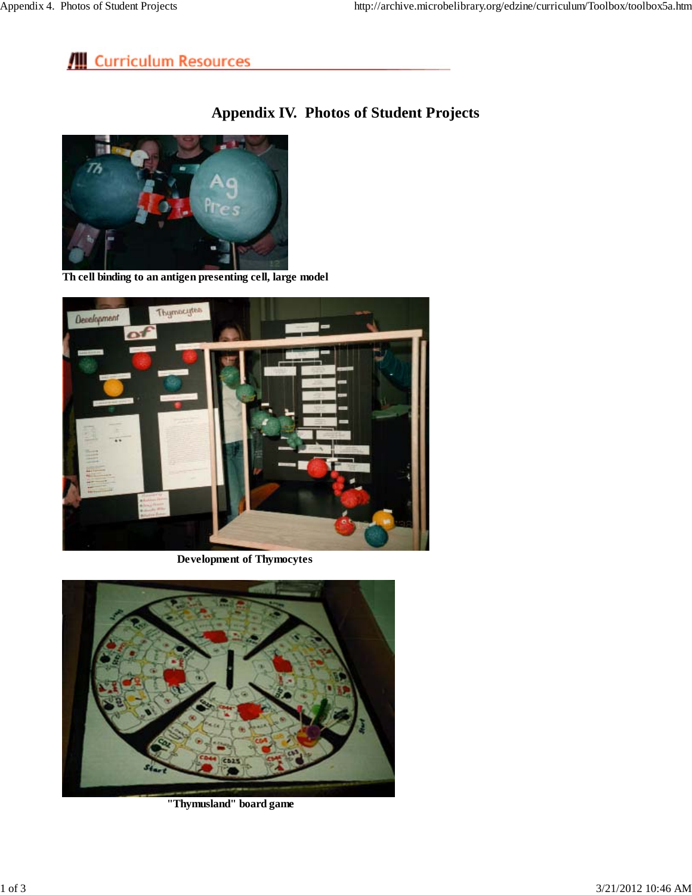**Curriculum Resources**

# Appendix IV. Photos of Student Projects

Th cell binding to an antigen presenting cell, large model

Development of Thymocytes

"Thymusland" board game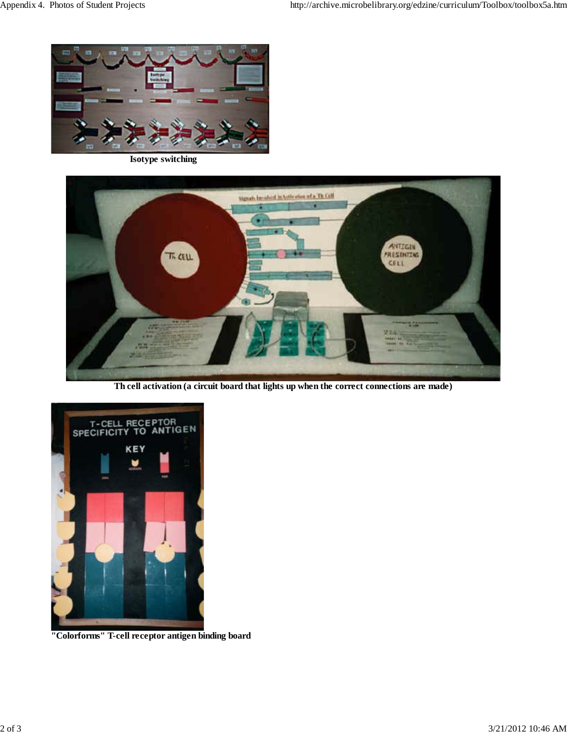Isotype switching

Th cell activation (a circuit board that lights up when the correct connections are made)

"Colorforms" T-cell receptor antigen binding board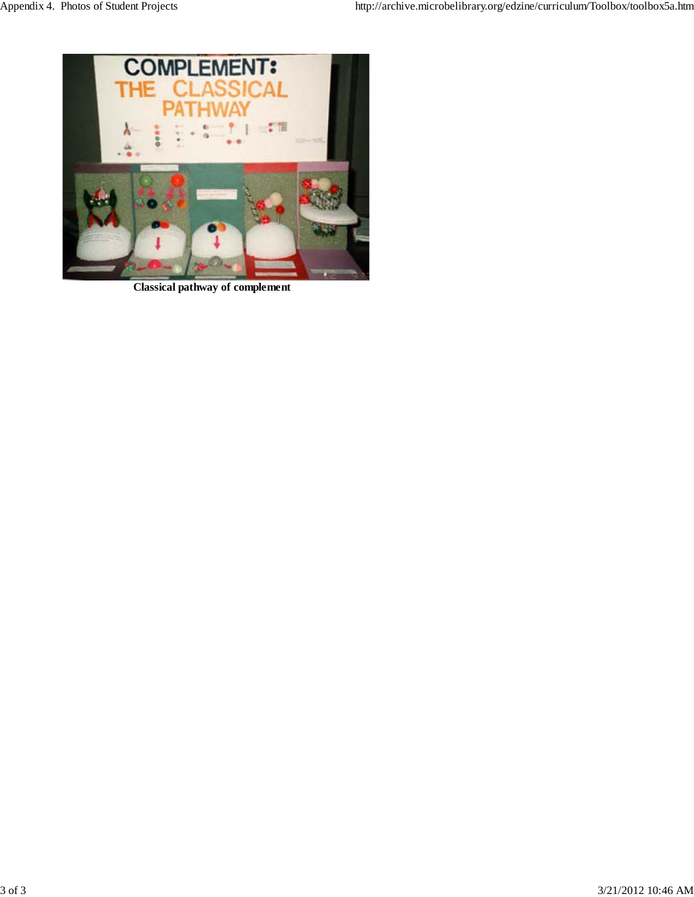Classical pathway of complement